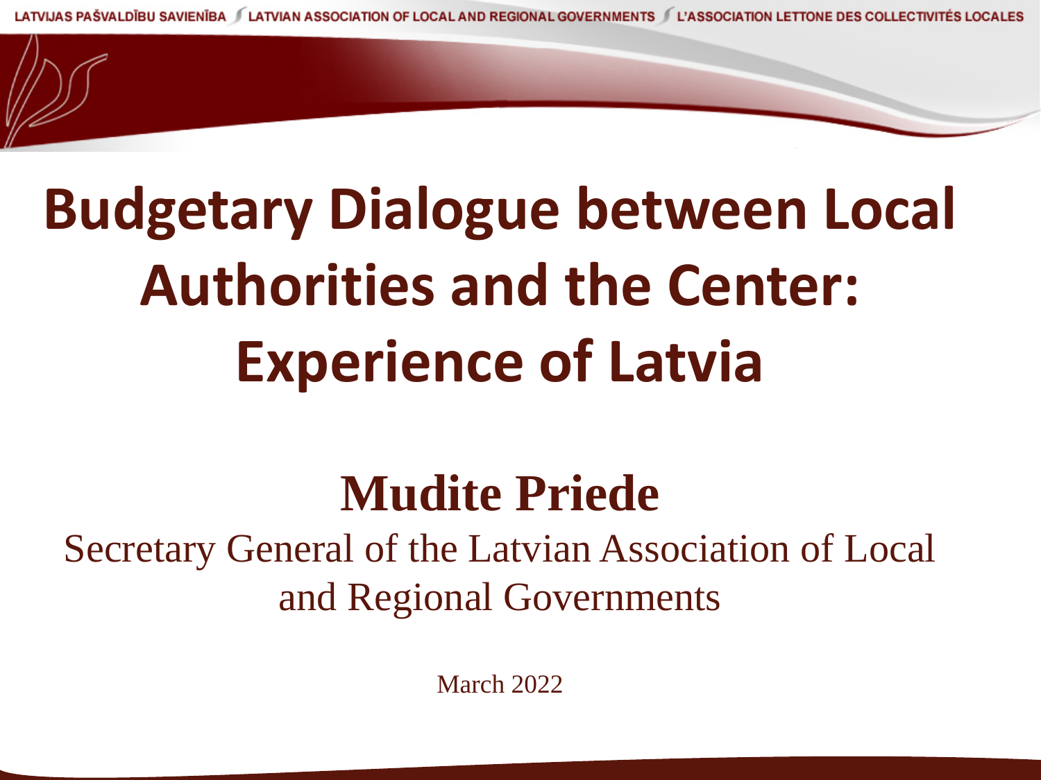LATVIJAS PAŠVALDĪBU SAVIENĪBA / LATVIAN ASSOCIATION OF LOCAL AND REGIONAL GOVERNMENTS / L'ASSOCIATION LETTONE DES COLLECTIVITÉS LOCALES

# Budgetary Dialogue between Local Authorities and the Center: Experience of Latvia

## Mudite Priede

Secretary General of the Latvian Association of Local and Regional Governments

March 2022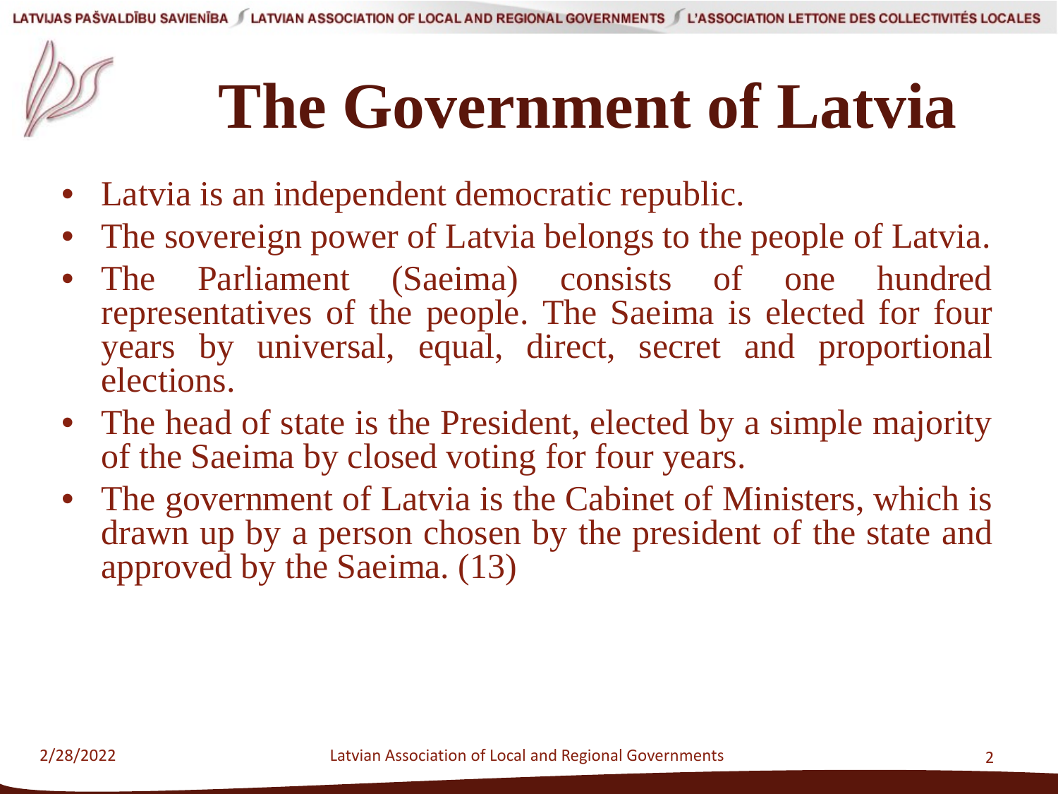# The Government of Latvia

- Latvia is an independent democratic republic.
- The sovereign power of Latvia belongs to the people of Latvia.
- The Parliament (Saeima) consists of one hundred representatives of the people. The Saeima is elected for four years by universal, equal, direct, secret and proportional elections.
- The head of state is the President, elected by a simple majority of the Saeima by closed voting for four years.
- The government of Latvia is the Cabinet of Ministers, which is drawn up by a person chosen by the president of the state and approved by the Saeima. (13)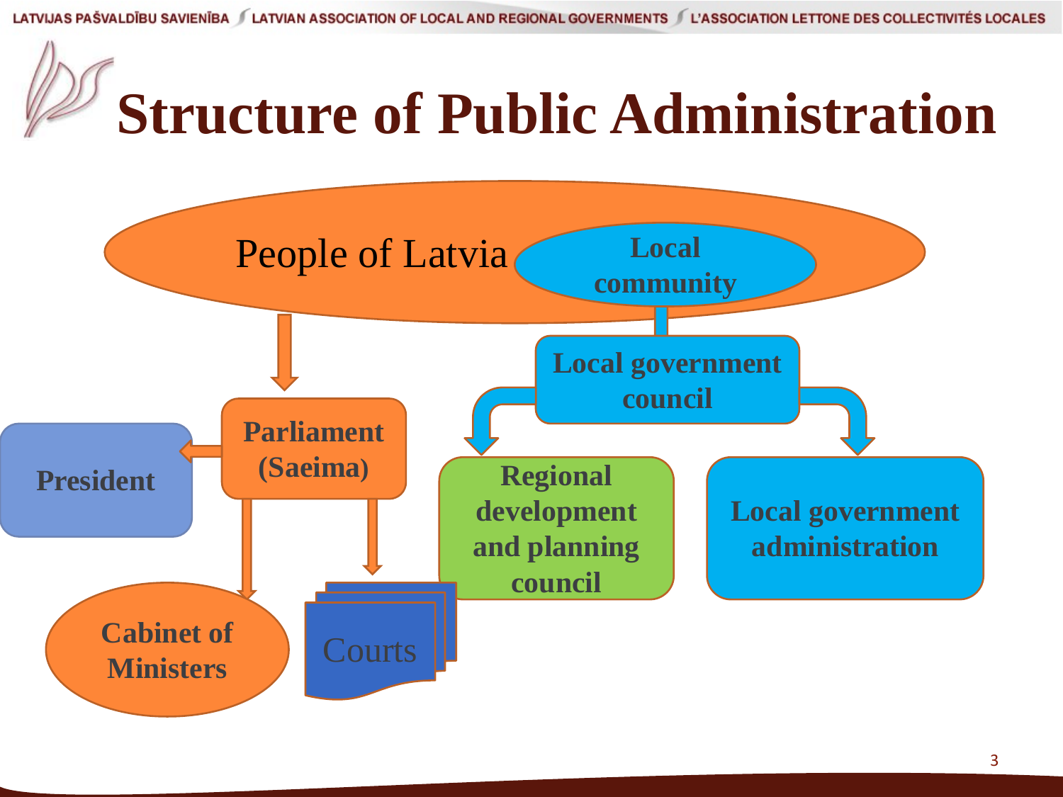# Structure of Public Administration

People of Latvia

Local community

Local government council

Parliament (Saeima)

President

Regional development and planning council

Local government administration

Cabinet of Ministers

Courts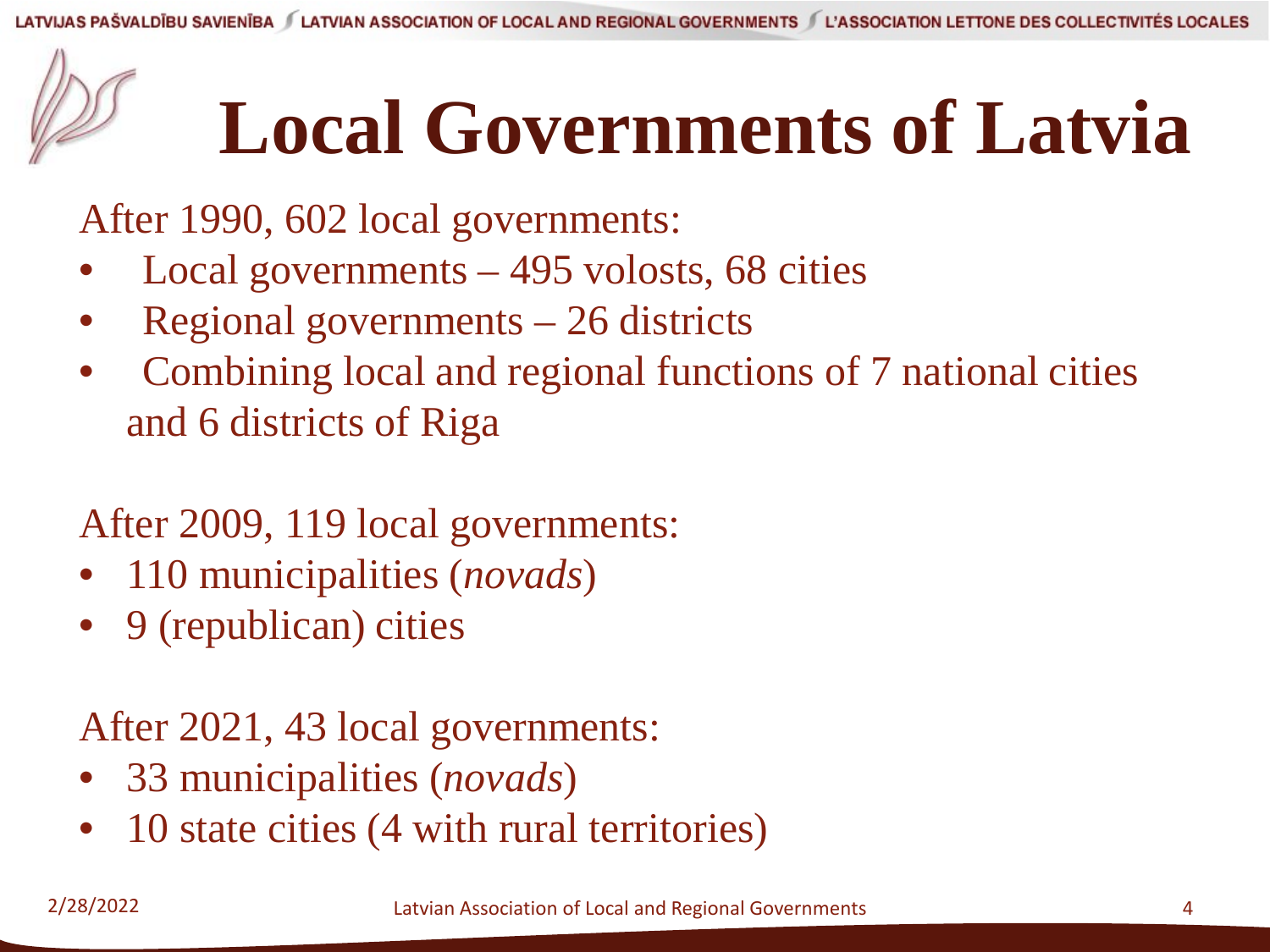# Local Governments of Latvia

After 1990, 602 local governments:

- Local governments – 495 volosts, 68 cities
- Regional governments – 26 districts
- Combining local and regional functions of 7 national cities and 6 districts of Riga

After 2009, 119 local governments:

- 110 municipalities (*novads*)
- 9 (republican) cities

After 2021, 43 local governments:

- 33 municipalities (*novads*)
- 10 state cities (4 with rural territories)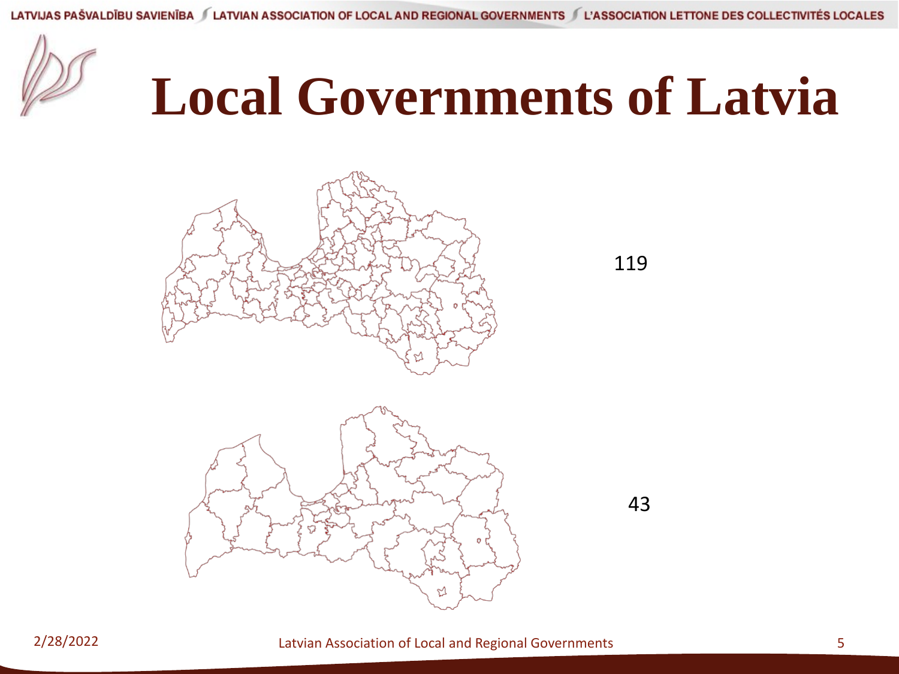# Local Governments of Latvia

119

43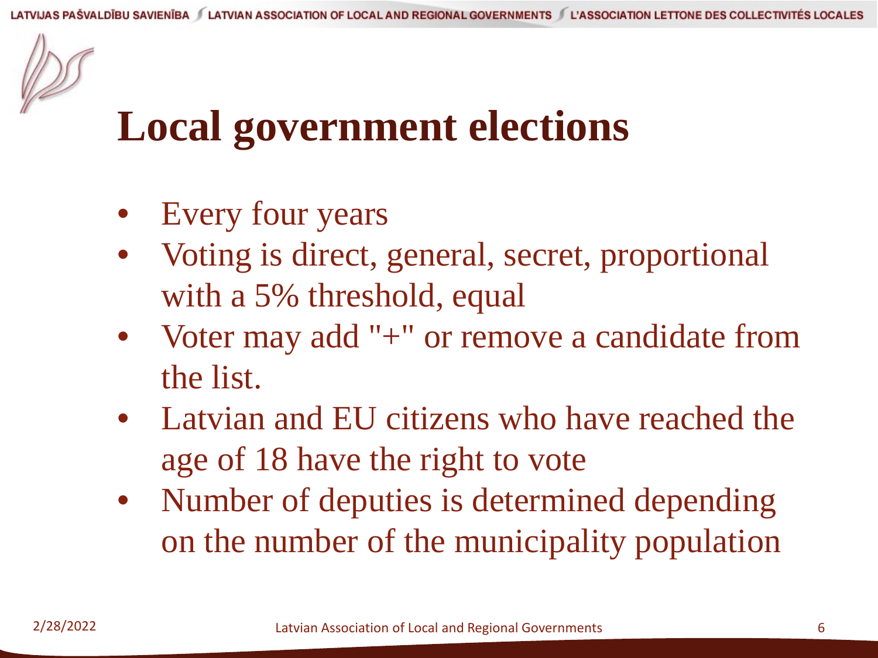# Local government elections

- Every four years
- Voting is direct, general, secret, proportional with a 5% threshold, equal
- Voter may add "+" or remove a candidate from the list.
- Latvian and EU citizens who have reached the age of 18 have the right to vote
- Number of deputies is determined depending on the number of the municipality population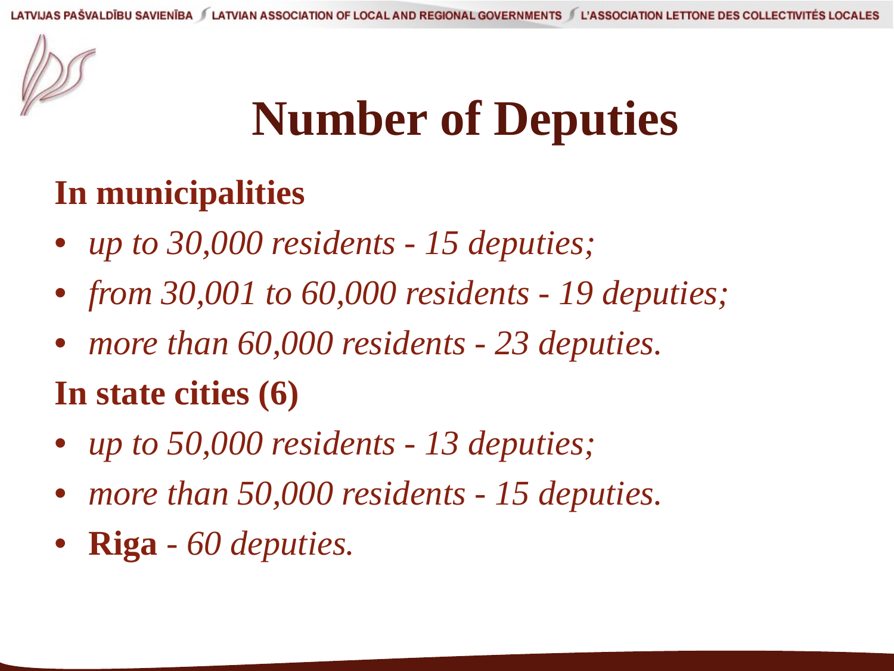# Number of Deputies

## In municipalities

- *up to 30,000 residents - 15 deputies;*
- *from 30,001 to 60,000 residents - 19 deputies;*
- *more than 60,000 residents - 23 deputies.*

## In state cities (6)

- *up to 50,000 residents - 13 deputies;*
- *more than 50,000 residents - 15 deputies.*
- **Riga** - *60 deputies.*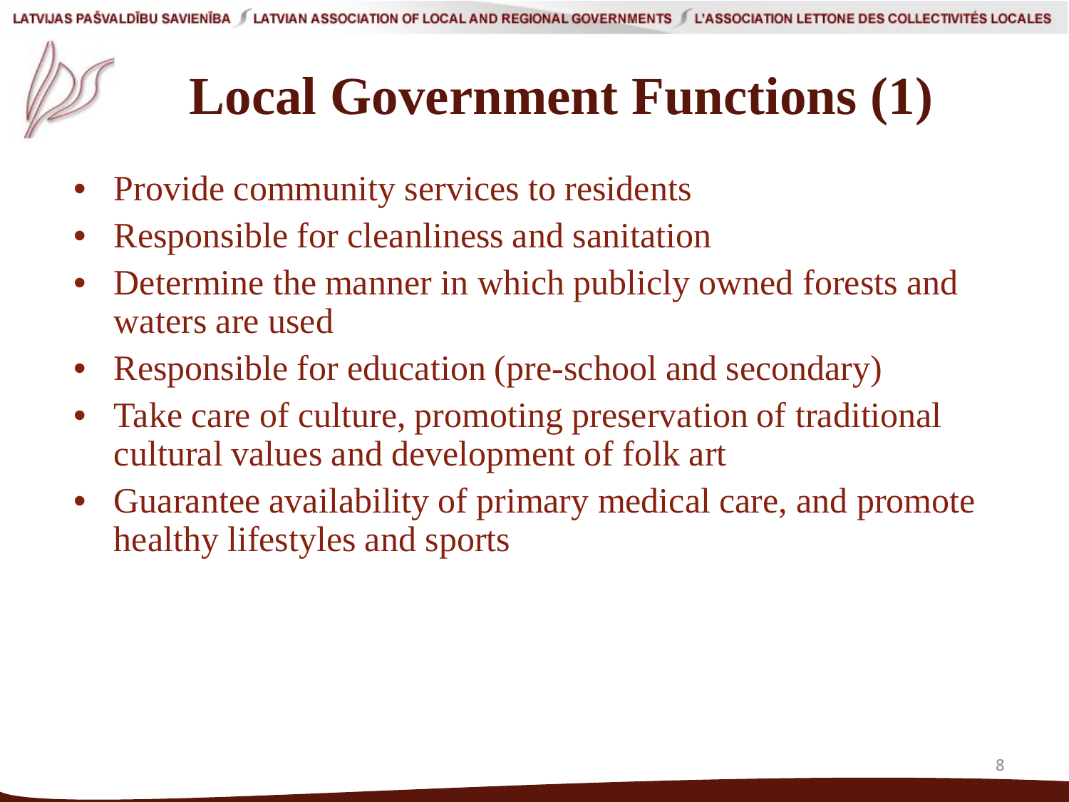# Local Government Functions (1)

- Provide community services to residents
- Responsible for cleanliness and sanitation
- Determine the manner in which publicly owned forests and waters are used
- Responsible for education (pre-school and secondary)
- Take care of culture, promoting preservation of traditional cultural values and development of folk art
- Guarantee availability of primary medical care, and promote healthy lifestyles and sports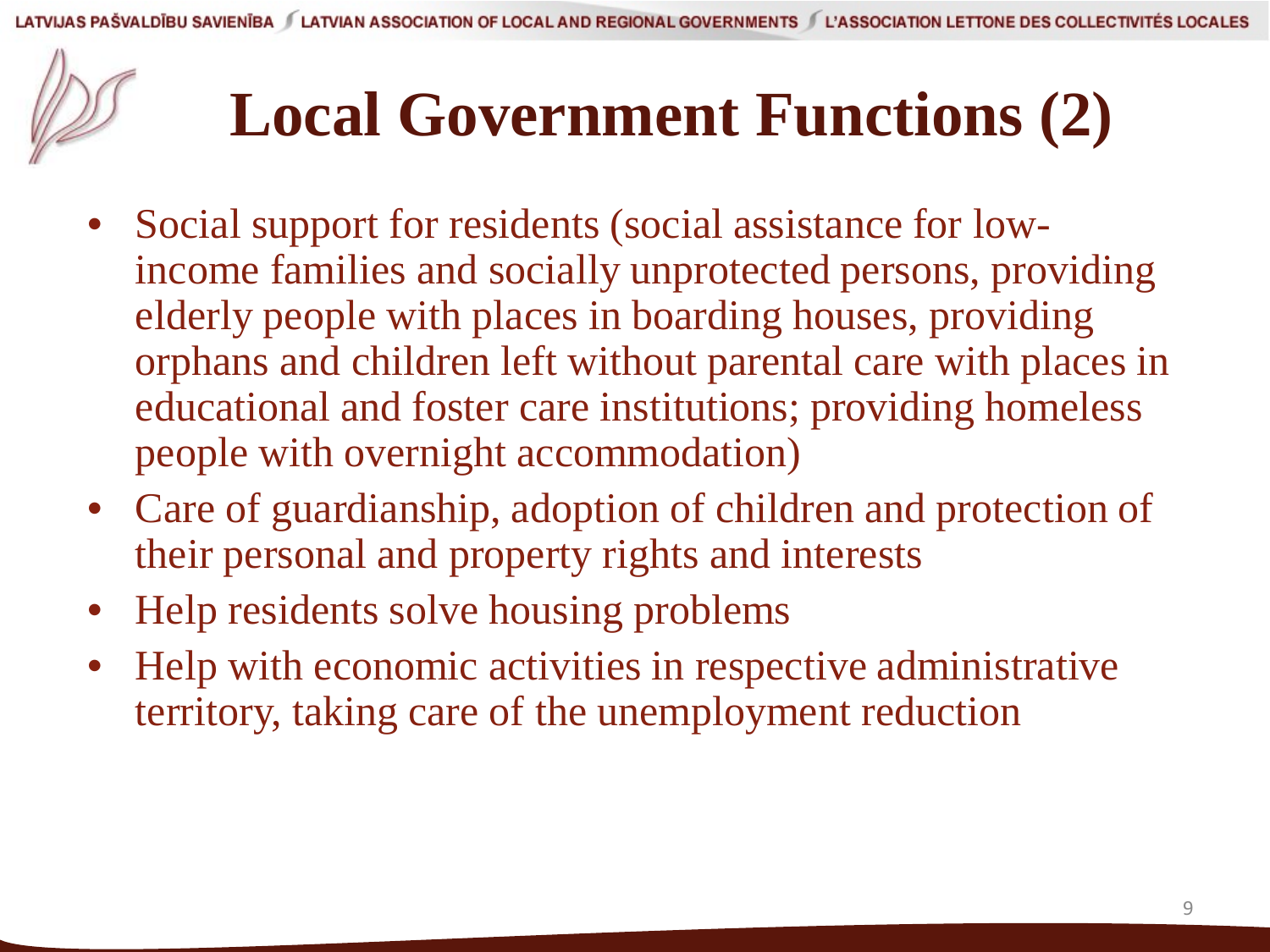# Local Government Functions (2)

- Social support for residents (social assistance for low-income families and socially unprotected persons, providing elderly people with places in boarding houses, providing orphans and children left without parental care with places in educational and foster care institutions; providing homeless people with overnight accommodation)
- Care of guardianship, adoption of children and protection of their personal and property rights and interests
- Help residents solve housing problems
- Help with economic activities in respective administrative territory, taking care of the unemployment reduction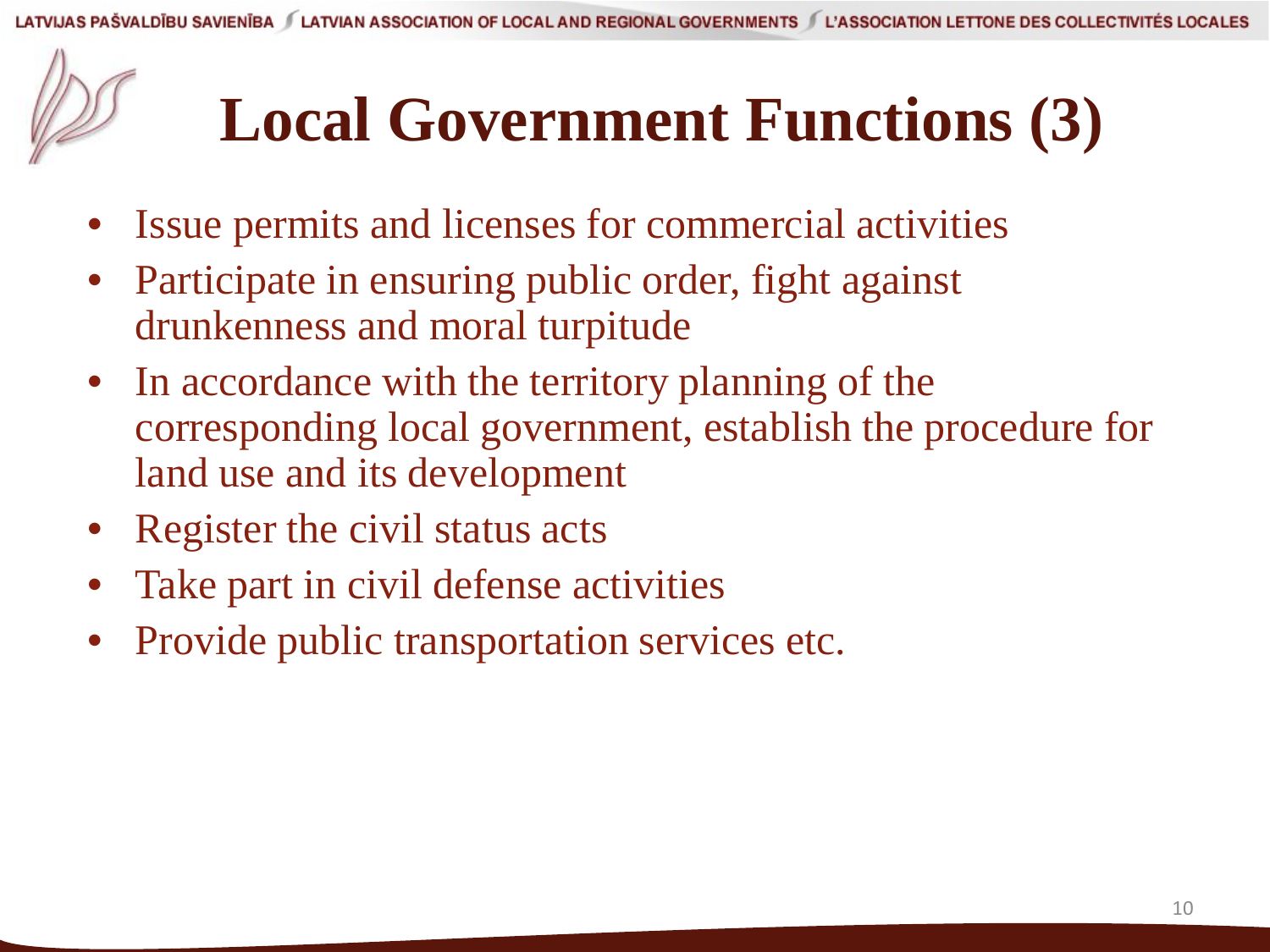# Local Government Functions (3)

- Issue permits and licenses for commercial activities
- Participate in ensuring public order, fight against drunkenness and moral turpitude
- In accordance with the territory planning of the corresponding local government, establish the procedure for land use and its development
- Register the civil status acts
- Take part in civil defense activities
- Provide public transportation services etc.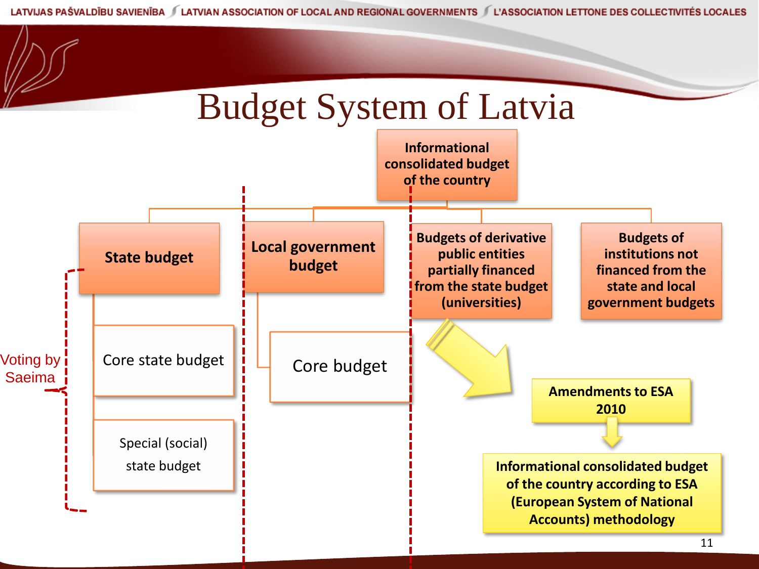# Budget System of Latvia

**Informational consolidated budget of the country**

- **State budget**
  - Core state budget
  - Special (social) state budget
- **Local government budget**
  - Core budget
- **Budgets of derivative public entities partially financed from the state budget (universities)**
- **Budgets of institutions not financed from the state and local government budgets**

Voting by Saeima

**Amendments to ESA 2010**

**Informational consolidated budget of the country according to ESA (European System of National Accounts) methodology**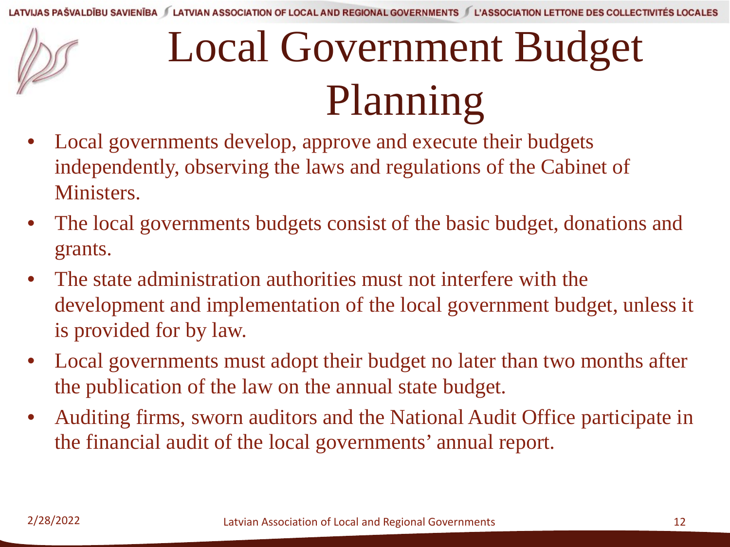# Local Government Budget Planning

- Local governments develop, approve and execute their budgets independently, observing the laws and regulations of the Cabinet of Ministers.
- The local governments budgets consist of the basic budget, donations and grants.
- The state administration authorities must not interfere with the development and implementation of the local government budget, unless it is provided for by law.
- Local governments must adopt their budget no later than two months after the publication of the law on the annual state budget.
- Auditing firms, sworn auditors and the National Audit Office participate in the financial audit of the local governments' annual report.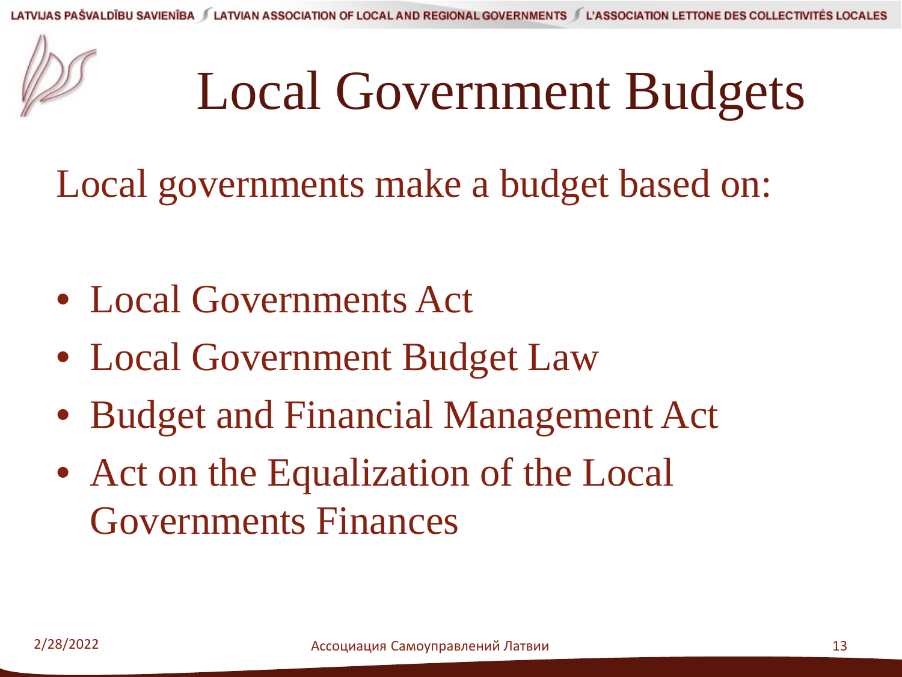# Local Government Budgets

Local governments make a budget based on:

- Local Governments Act
- Local Government Budget Law
- Budget and Financial Management Act
- Act on the Equalization of the Local Governments Finances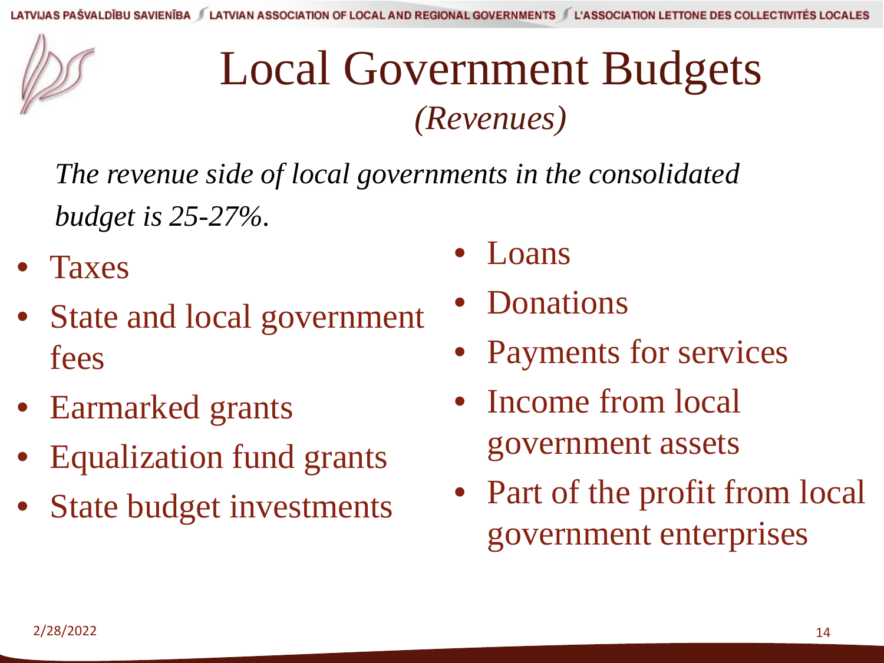# Local Government Budgets

*(Revenues)*

*The revenue side of local governments in the consolidated budget is 25-27%.*

- Taxes
- State and local government fees
- Earmarked grants
- Equalization fund grants
- State budget investments
- Loans
- Donations
- Payments for services
- Income from local government assets
- Part of the profit from local government enterprises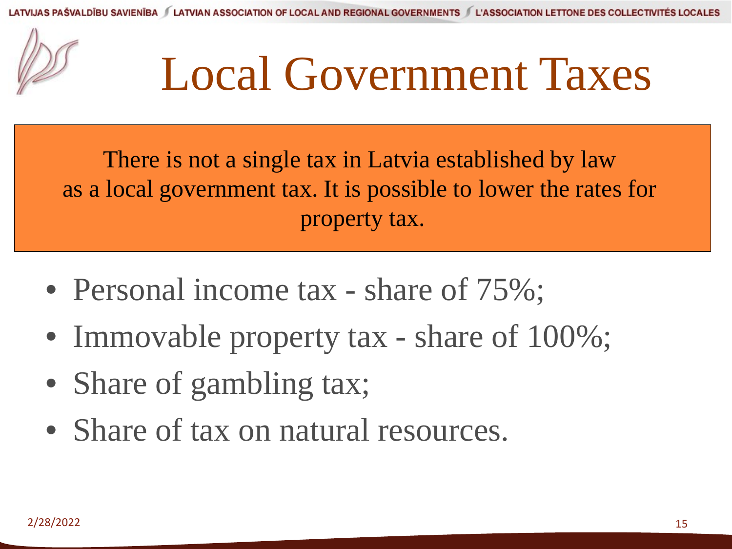# Local Government Taxes

There is not a single tax in Latvia established by law as a local government tax. It is possible to lower the rates for property tax.

- Personal income tax - share of 75%;
- Immovable property tax - share of 100%;
- Share of gambling tax;
- Share of tax on natural resources.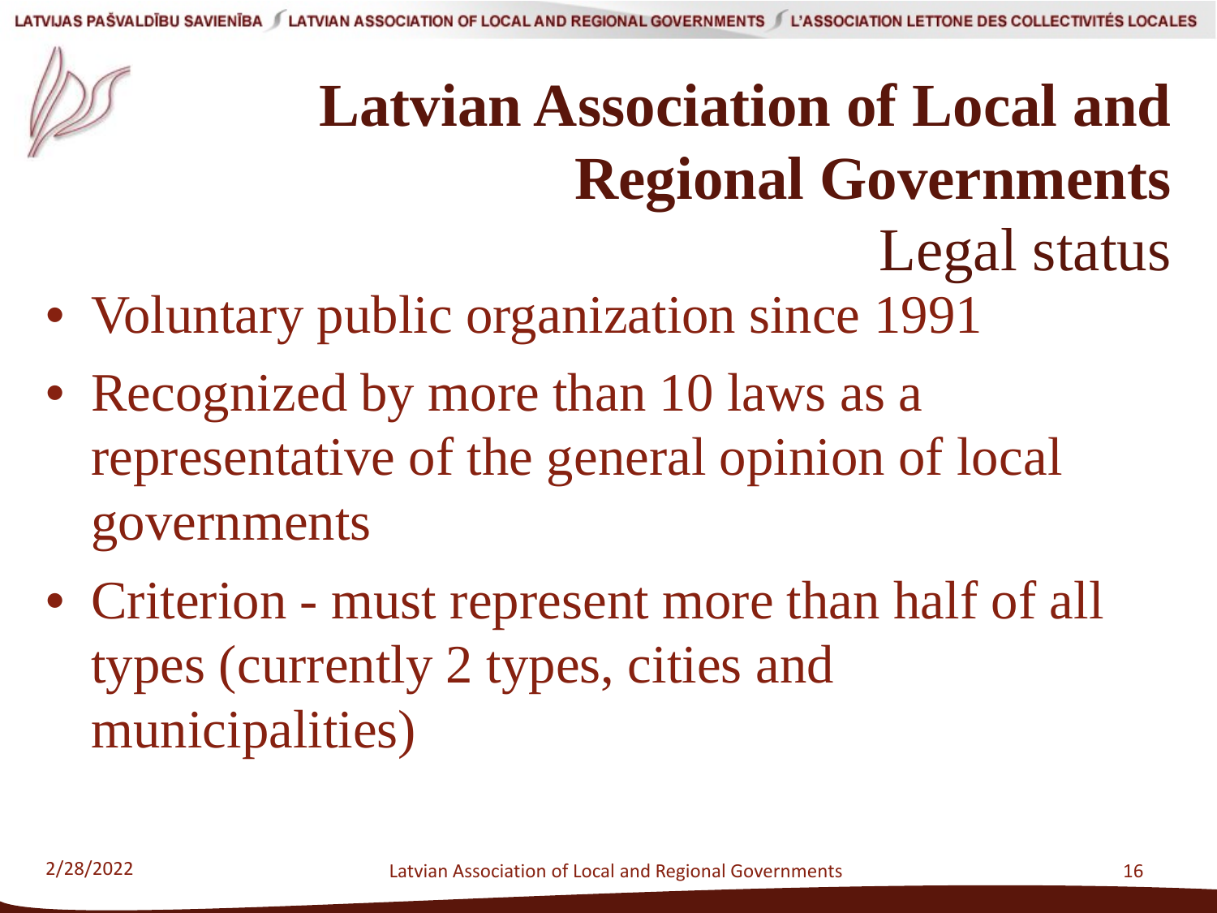# Latvian Association of Local and Regional Governments

## Legal status

- Voluntary public organization since 1991
- Recognized by more than 10 laws as a representative of the general opinion of local governments
- Criterion - must represent more than half of all types (currently 2 types, cities and municipalities)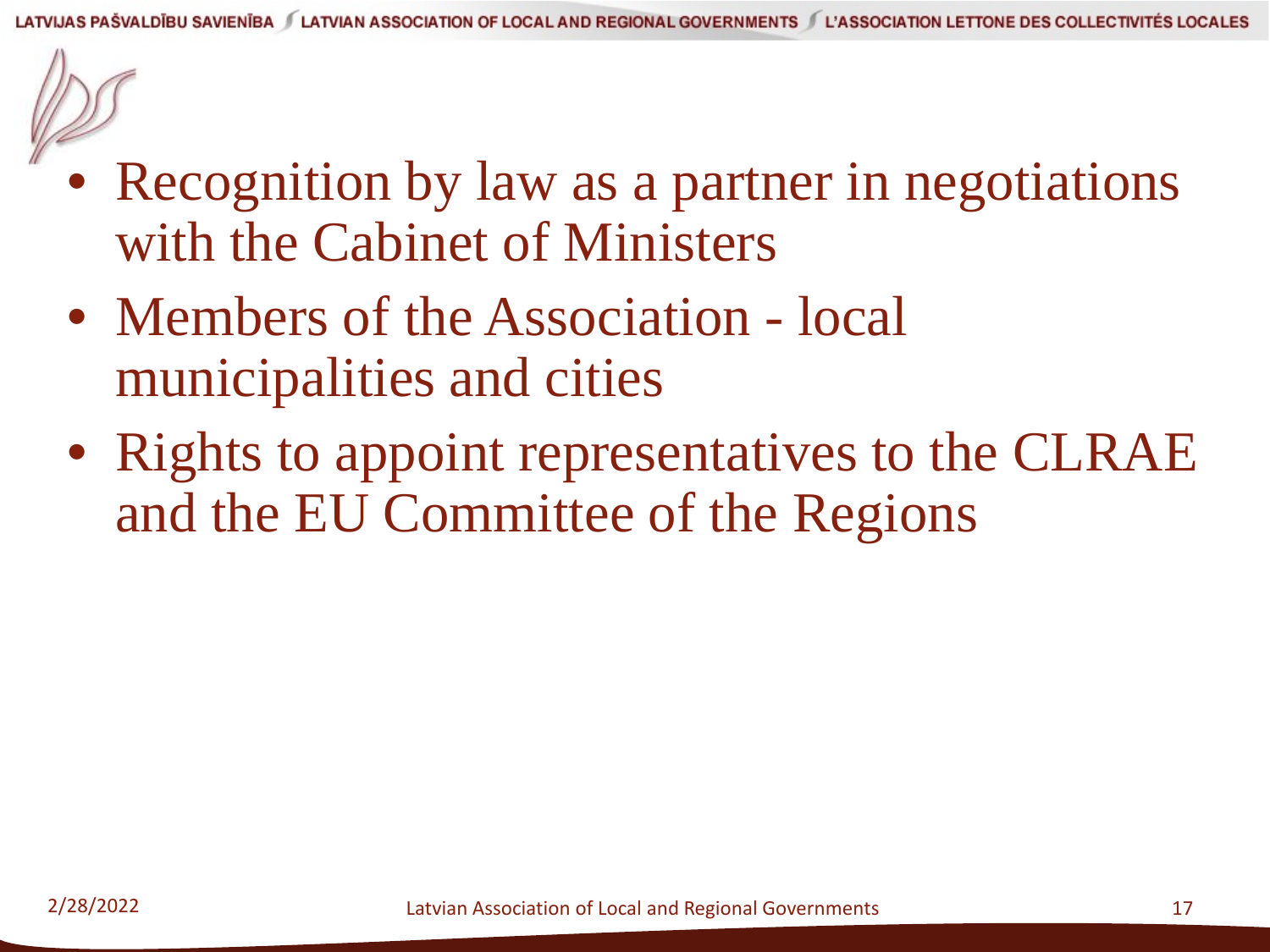- Recognition by law as a partner in negotiations with the Cabinet of Ministers
- Members of the Association - local municipalities and cities
- Rights to appoint representatives to the CLRAE and the EU Committee of the Regions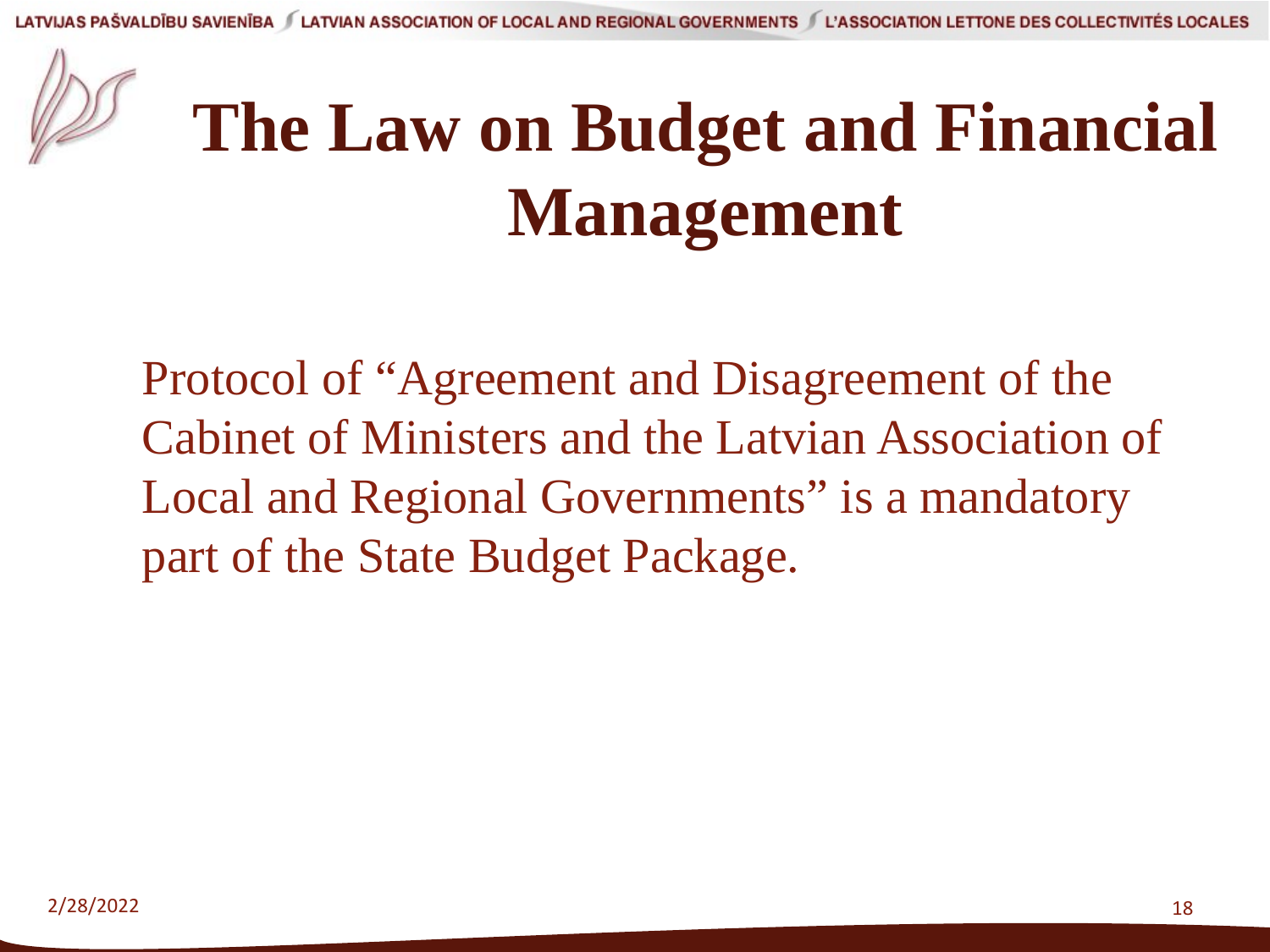# The Law on Budget and Financial Management

Protocol of "Agreement and Disagreement of the Cabinet of Ministers and the Latvian Association of Local and Regional Governments" is a mandatory part of the State Budget Package.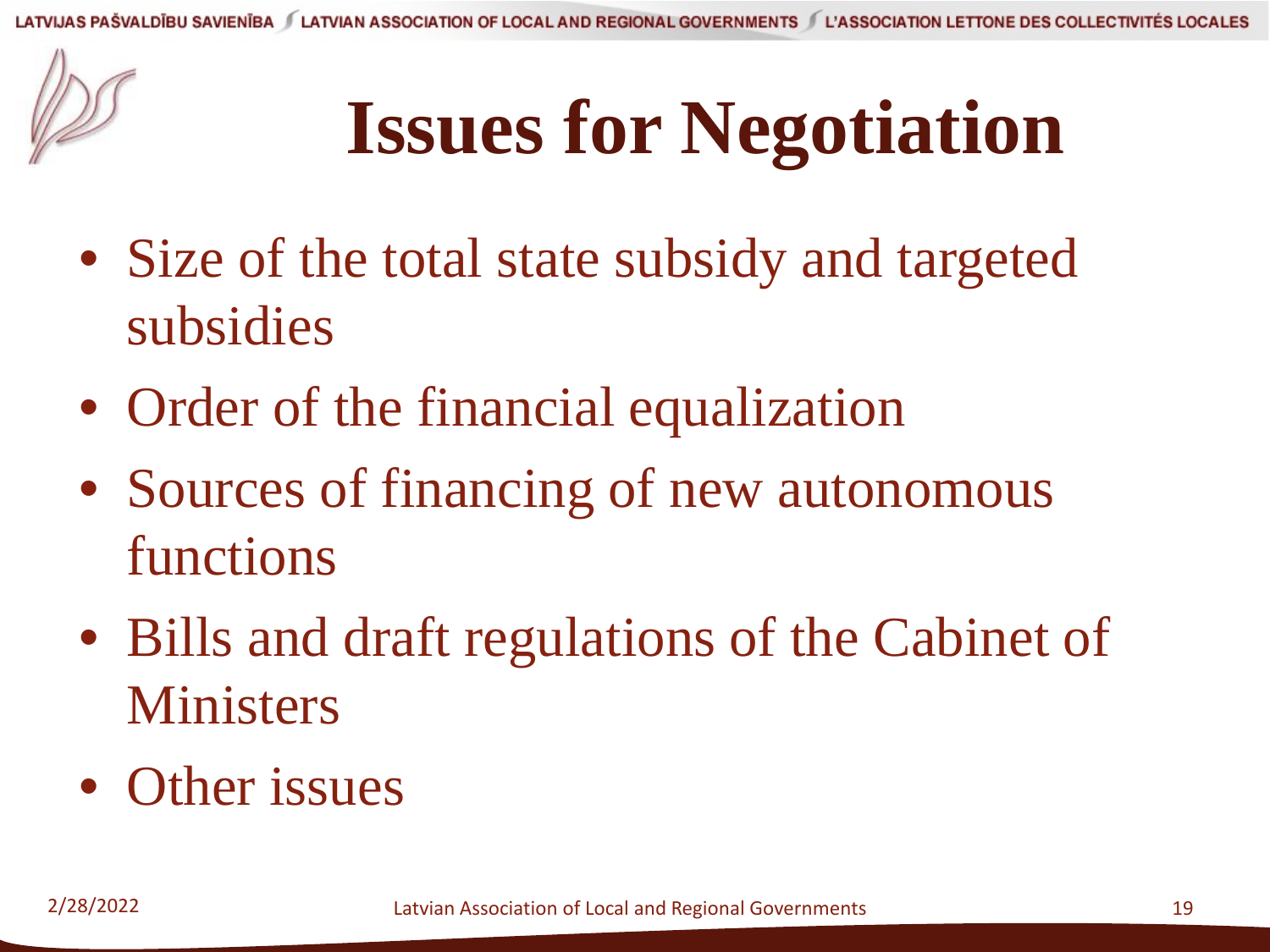# Issues for Negotiation

- Size of the total state subsidy and targeted subsidies
- Order of the financial equalization
- Sources of financing of new autonomous functions
- Bills and draft regulations of the Cabinet of Ministers
- Other issues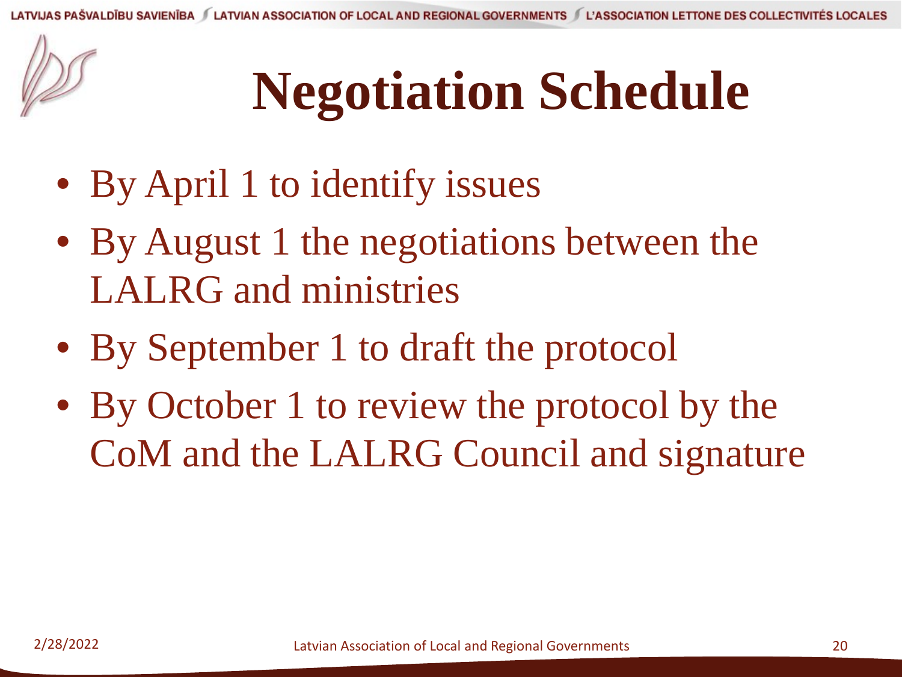# Negotiation Schedule

- By April 1 to identify issues
- By August 1 the negotiations between the LALRG and ministries
- By September 1 to draft the protocol
- By October 1 to review the protocol by the CoM and the LALRG Council and signature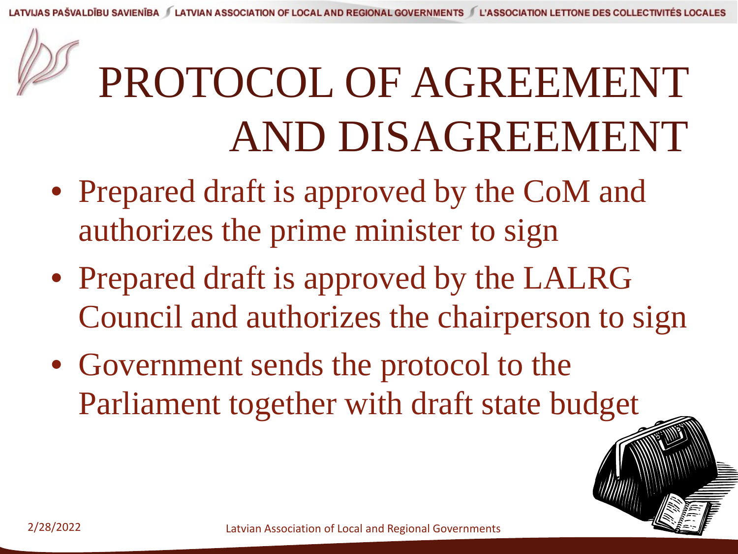# PROTOCOL OF AGREEMENT AND DISAGREEMENT

- Prepared draft is approved by the CoM and authorizes the prime minister to sign
- Prepared draft is approved by the LALRG Council and authorizes the chairperson to sign
- Government sends the protocol to the Parliament together with draft state budget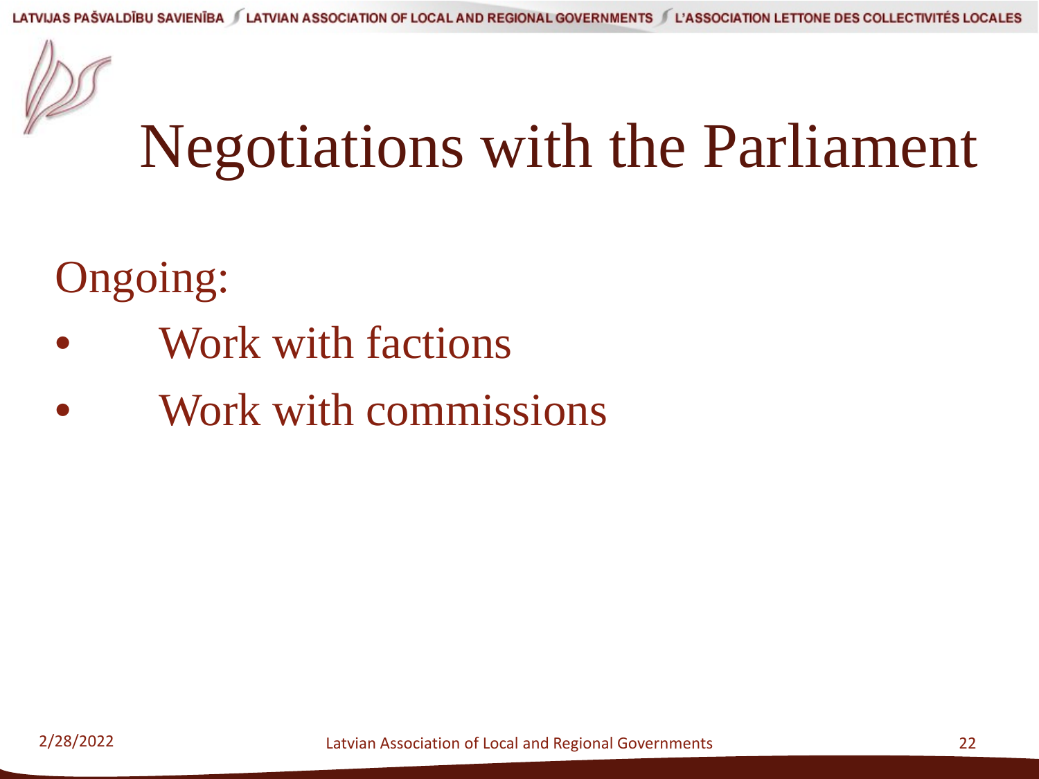# Negotiations with the Parliament

Ongoing:

- Work with factions
- Work with commissions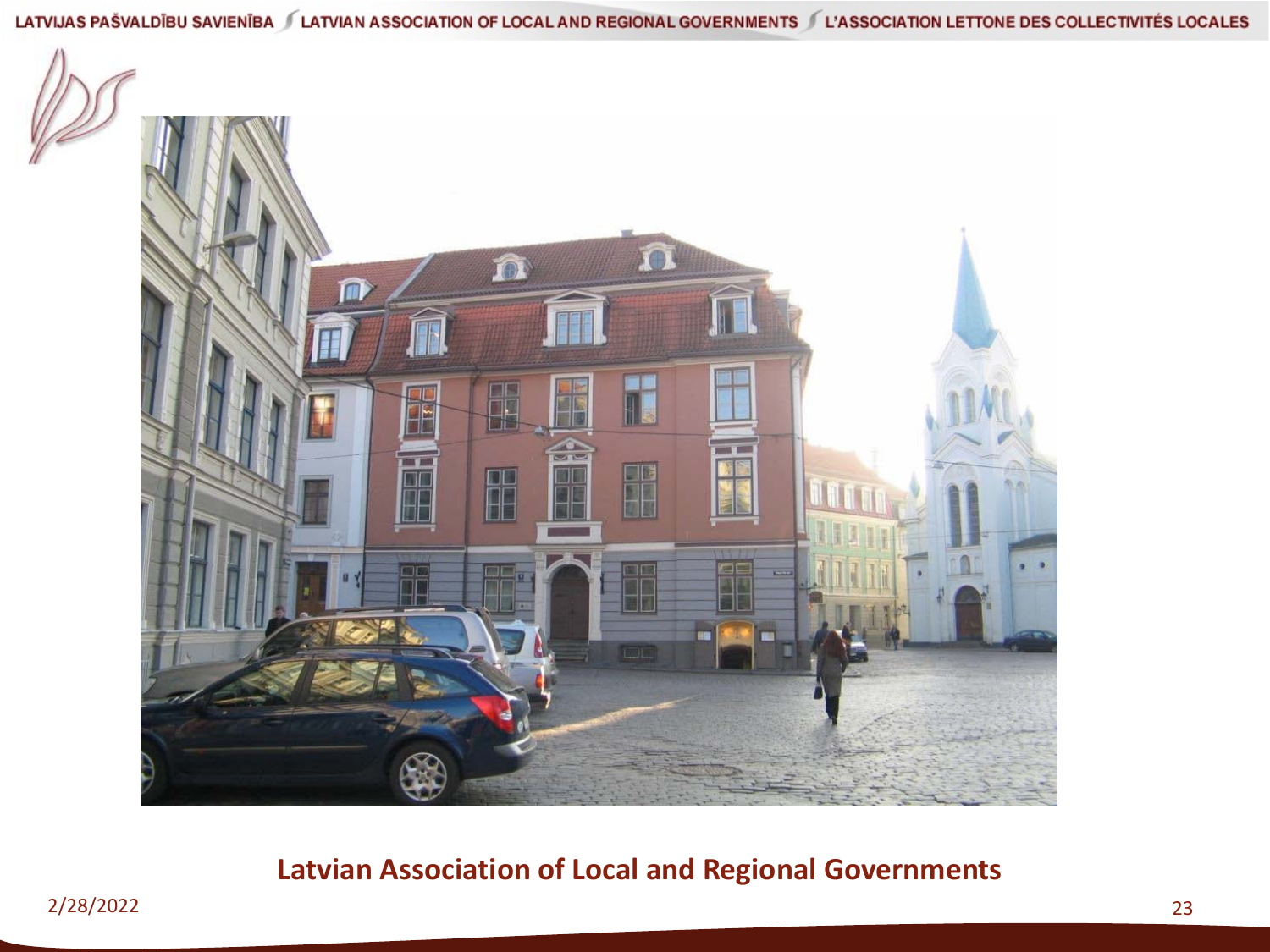**Latvian Association of Local and Regional Governments**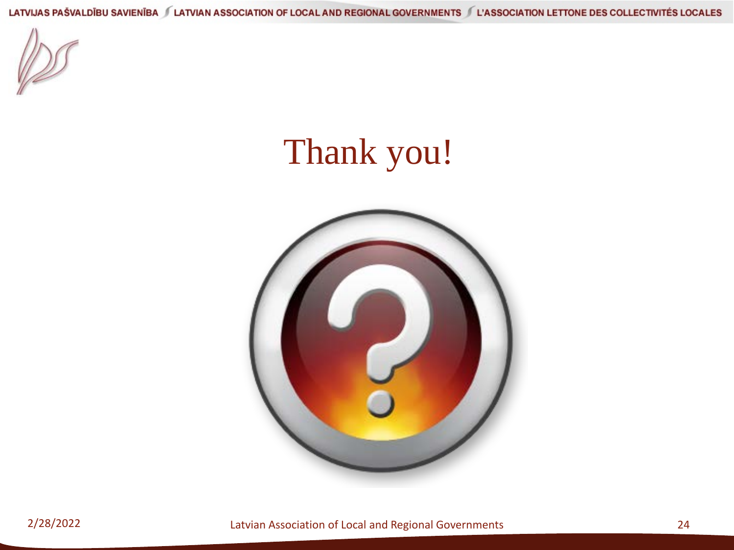# Thank you!